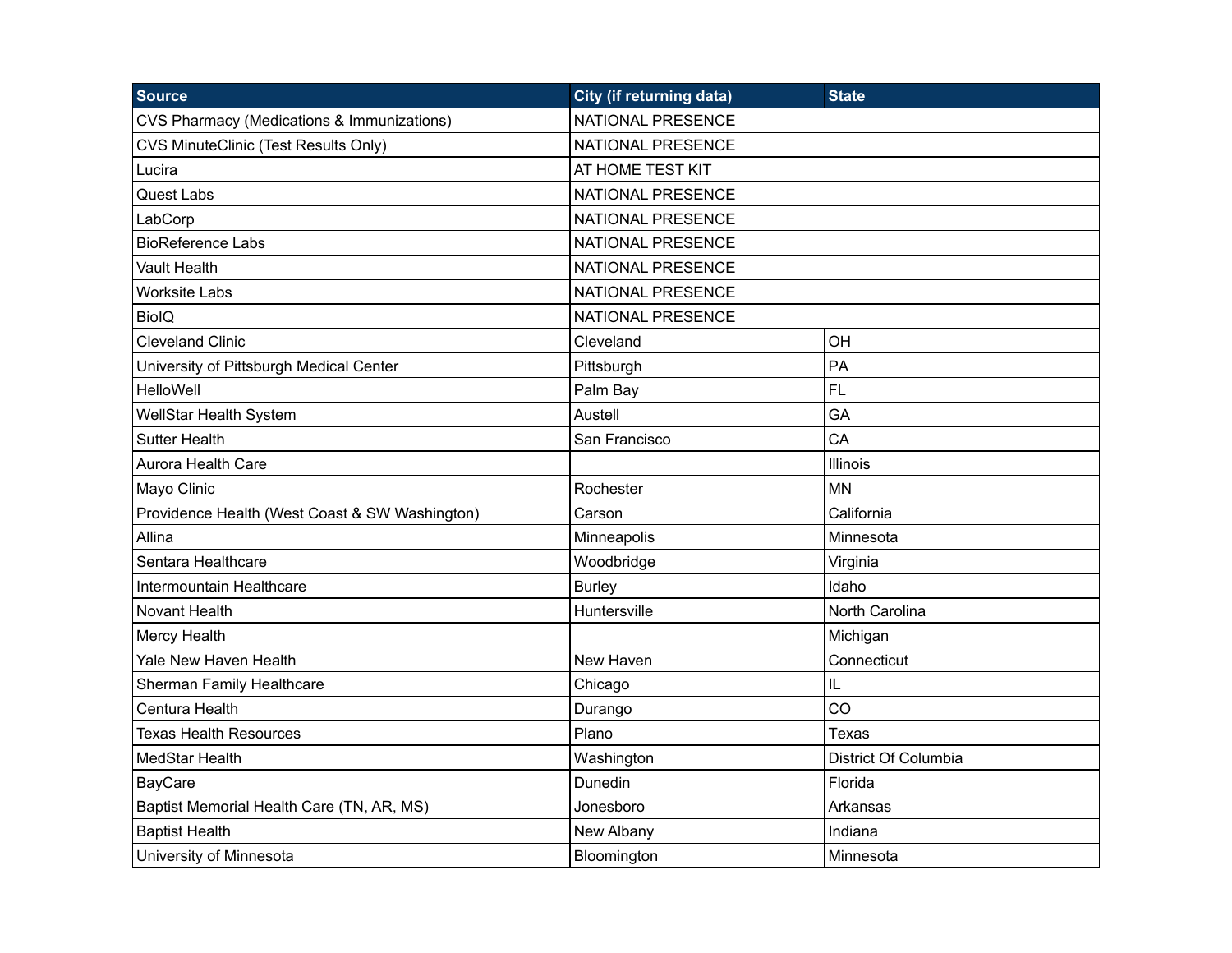| Source | City (if returning data) | State |
|---|---|---|
| CVS Pharmacy (Medications & Immunizations) | NATIONAL PRESENCE | |
| CVS MinuteClinic (Test Results Only) | NATIONAL PRESENCE | |
| Lucira | AT HOME TEST KIT | |
| Quest Labs | NATIONAL PRESENCE | |
| LabCorp | NATIONAL PRESENCE | |
| BioReference Labs | NATIONAL PRESENCE | |
| Vault Health | NATIONAL PRESENCE | |
| Worksite Labs | NATIONAL PRESENCE | |
| BioIQ | NATIONAL PRESENCE | |
| Cleveland Clinic | Cleveland | OH |
| University of Pittsburgh Medical Center | Pittsburgh | PA |
| HelloWell | Palm Bay | FL |
| WellStar Health System | Austell | GA |
| Sutter Health | San Francisco | CA |
| Aurora Health Care | | Illinois |
| Mayo Clinic | Rochester | MN |
| Providence Health (West Coast & SW Washington) | Carson | California |
| Allina | Minneapolis | Minnesota |
| Sentara Healthcare | Woodbridge | Virginia |
| Intermountain Healthcare | Burley | Idaho |
| Novant Health | Huntersville | North Carolina |
| Mercy Health | | Michigan |
| Yale New Haven Health | New Haven | Connecticut |
| Sherman Family Healthcare | Chicago | IL |
| Centura Health | Durango | CO |
| Texas Health Resources | Plano | Texas |
| MedStar Health | Washington | District Of Columbia |
| BayCare | Dunedin | Florida |
| Baptist Memorial Health Care (TN, AR, MS) | Jonesboro | Arkansas |
| Baptist Health | New Albany | Indiana |
| University of Minnesota | Bloomington | Minnesota |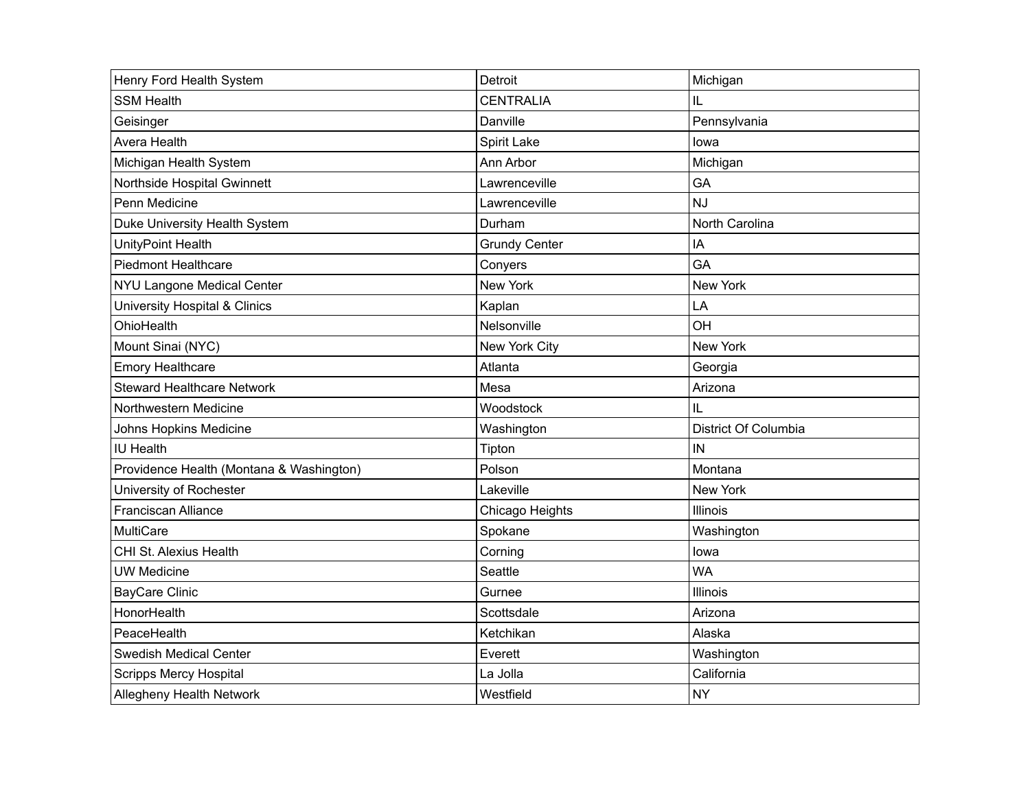| | | |
|---|---|---|
| Henry Ford Health System | Detroit | Michigan |
| SSM Health | CENTRALIA | IL |
| Geisinger | Danville | Pennsylvania |
| Avera Health | Spirit Lake | Iowa |
| Michigan Health System | Ann Arbor | Michigan |
| Northside Hospital Gwinnett | Lawrenceville | GA |
| Penn Medicine | Lawrenceville | NJ |
| Duke University Health System | Durham | North Carolina |
| UnityPoint Health | Grundy Center | IA |
| Piedmont Healthcare | Conyers | GA |
| NYU Langone Medical Center | New York | New York |
| University Hospital & Clinics | Kaplan | LA |
| OhioHealth | Nelsonville | OH |
| Mount Sinai (NYC) | New York City | New York |
| Emory Healthcare | Atlanta | Georgia |
| Steward Healthcare Network | Mesa | Arizona |
| Northwestern Medicine | Woodstock | IL |
| Johns Hopkins Medicine | Washington | District Of Columbia |
| IU Health | Tipton | IN |
| Providence Health (Montana & Washington) | Polson | Montana |
| University of Rochester | Lakeville | New York |
| Franciscan Alliance | Chicago Heights | Illinois |
| MultiCare | Spokane | Washington |
| CHI St. Alexius Health | Corning | Iowa |
| UW Medicine | Seattle | WA |
| BayCare Clinic | Gurnee | Illinois |
| HonorHealth | Scottsdale | Arizona |
| PeaceHealth | Ketchikan | Alaska |
| Swedish Medical Center | Everett | Washington |
| Scripps Mercy Hospital | La Jolla | California |
| Allegheny Health Network | Westfield | NY |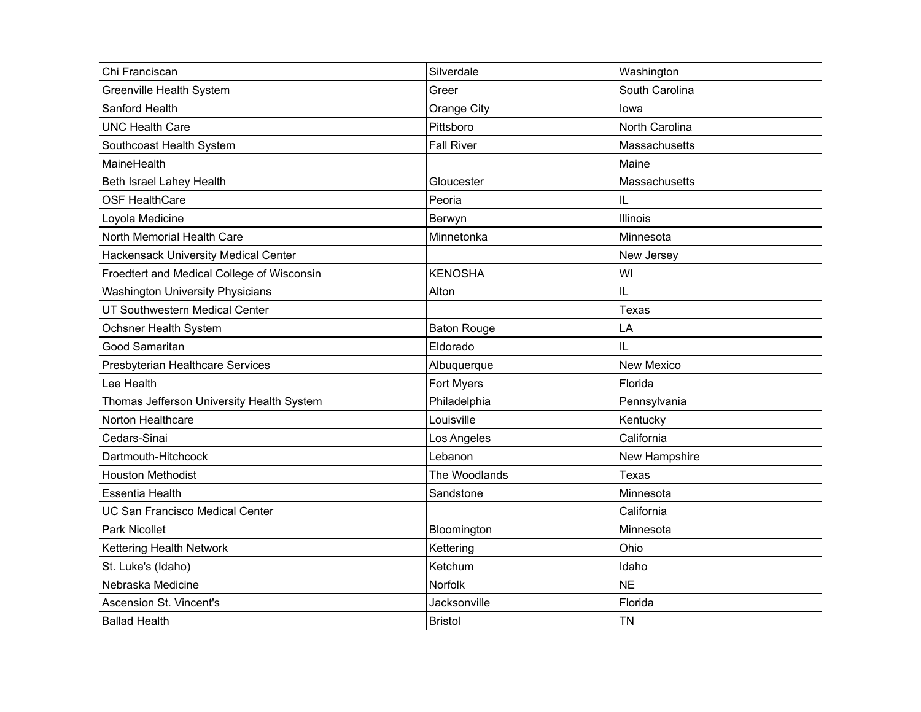| | | |
|---|---|---|
| Chi Franciscan | Silverdale | Washington |
| Greenville Health System | Greer | South Carolina |
| Sanford Health | Orange City | Iowa |
| UNC Health Care | Pittsboro | North Carolina |
| Southcoast Health System | Fall River | Massachusetts |
| MaineHealth | | Maine |
| Beth Israel Lahey Health | Gloucester | Massachusetts |
| OSF HealthCare | Peoria | IL |
| Loyola Medicine | Berwyn | Illinois |
| North Memorial Health Care | Minnetonka | Minnesota |
| Hackensack University Medical Center | | New Jersey |
| Froedtert and Medical College of Wisconsin | KENOSHA | WI |
| Washington University Physicians | Alton | IL |
| UT Southwestern Medical Center | | Texas |
| Ochsner Health System | Baton Rouge | LA |
| Good Samaritan | Eldorado | IL |
| Presbyterian Healthcare Services | Albuquerque | New Mexico |
| Lee Health | Fort Myers | Florida |
| Thomas Jefferson University Health System | Philadelphia | Pennsylvania |
| Norton Healthcare | Louisville | Kentucky |
| Cedars-Sinai | Los Angeles | California |
| Dartmouth-Hitchcock | Lebanon | New Hampshire |
| Houston Methodist | The Woodlands | Texas |
| Essentia Health | Sandstone | Minnesota |
| UC San Francisco Medical Center | | California |
| Park Nicollet | Bloomington | Minnesota |
| Kettering Health Network | Kettering | Ohio |
| St. Luke's (Idaho) | Ketchum | Idaho |
| Nebraska Medicine | Norfolk | NE |
| Ascension St. Vincent's | Jacksonville | Florida |
| Ballad Health | Bristol | TN |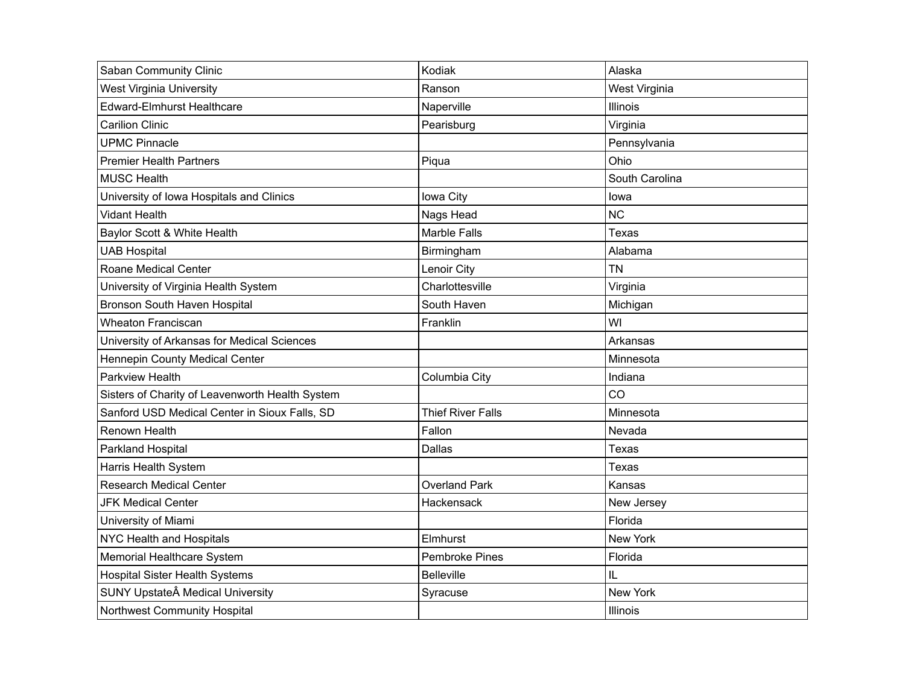| | | |
|---|---|---|
| Saban Community Clinic | Kodiak | Alaska |
| West Virginia University | Ranson | West Virginia |
| Edward-Elmhurst Healthcare | Naperville | Illinois |
| Carilion Clinic | Pearisburg | Virginia |
| UPMC Pinnacle | | Pennsylvania |
| Premier Health Partners | Piqua | Ohio |
| MUSC Health | | South Carolina |
| University of Iowa Hospitals and Clinics | Iowa City | Iowa |
| Vidant Health | Nags Head | NC |
| Baylor Scott & White Health | Marble Falls | Texas |
| UAB Hospital | Birmingham | Alabama |
| Roane Medical Center | Lenoir City | TN |
| University of Virginia Health System | Charlottesville | Virginia |
| Bronson South Haven Hospital | South Haven | Michigan |
| Wheaton Franciscan | Franklin | WI |
| University of Arkansas for Medical Sciences | | Arkansas |
| Hennepin County Medical Center | | Minnesota |
| Parkview Health | Columbia City | Indiana |
| Sisters of Charity of Leavenworth Health System | | CO |
| Sanford USD Medical Center in Sioux Falls, SD | Thief River Falls | Minnesota |
| Renown Health | Fallon | Nevada |
| Parkland Hospital | Dallas | Texas |
| Harris Health System | | Texas |
| Research Medical Center | Overland Park | Kansas |
| JFK Medical Center | Hackensack | New Jersey |
| University of Miami | | Florida |
| NYC Health and Hospitals | Elmhurst | New York |
| Memorial Healthcare System | Pembroke Pines | Florida |
| Hospital Sister Health Systems | Belleville | IL |
| SUNY UpstateÂ Medical University | Syracuse | New York |
| Northwest Community Hospital | | Illinois |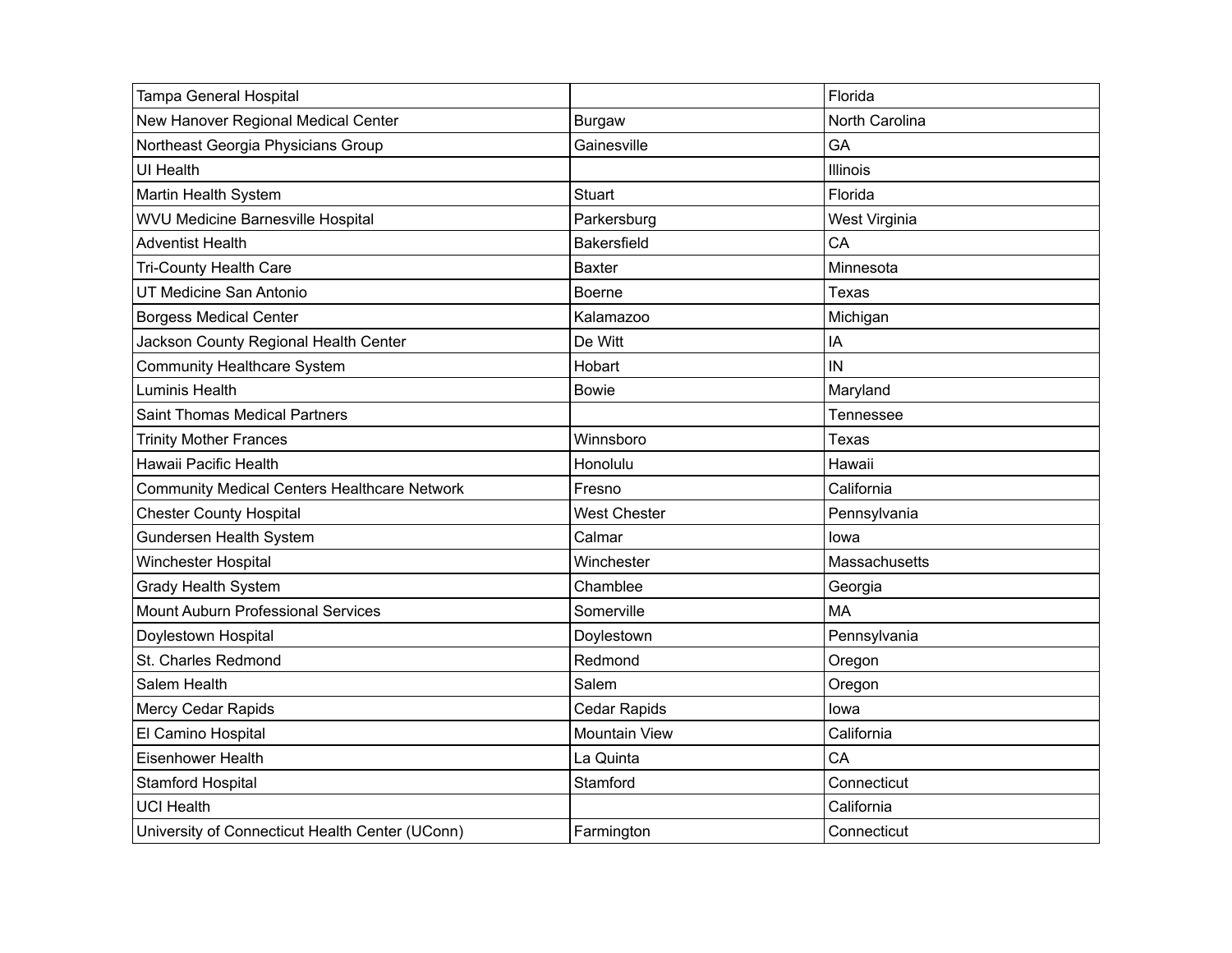| | | |
|---|---|---|
| Tampa General Hospital | | Florida |
| New Hanover Regional Medical Center | Burgaw | North Carolina |
| Northeast Georgia Physicians Group | Gainesville | GA |
| UI Health | | Illinois |
| Martin Health System | Stuart | Florida |
| WVU Medicine Barnesville Hospital | Parkersburg | West Virginia |
| Adventist Health | Bakersfield | CA |
| Tri-County Health Care | Baxter | Minnesota |
| UT Medicine San Antonio | Boerne | Texas |
| Borgess Medical Center | Kalamazoo | Michigan |
| Jackson County Regional Health Center | De Witt | IA |
| Community Healthcare System | Hobart | IN |
| Luminis Health | Bowie | Maryland |
| Saint Thomas Medical Partners | | Tennessee |
| Trinity Mother Frances | Winnsboro | Texas |
| Hawaii Pacific Health | Honolulu | Hawaii |
| Community Medical Centers Healthcare Network | Fresno | California |
| Chester County Hospital | West Chester | Pennsylvania |
| Gundersen Health System | Calmar | Iowa |
| Winchester Hospital | Winchester | Massachusetts |
| Grady Health System | Chamblee | Georgia |
| Mount Auburn Professional Services | Somerville | MA |
| Doylestown Hospital | Doylestown | Pennsylvania |
| St. Charles Redmond | Redmond | Oregon |
| Salem Health | Salem | Oregon |
| Mercy Cedar Rapids | Cedar Rapids | Iowa |
| El Camino Hospital | Mountain View | California |
| Eisenhower Health | La Quinta | CA |
| Stamford Hospital | Stamford | Connecticut |
| UCI Health | | California |
| University of Connecticut Health Center (UConn) | Farmington | Connecticut |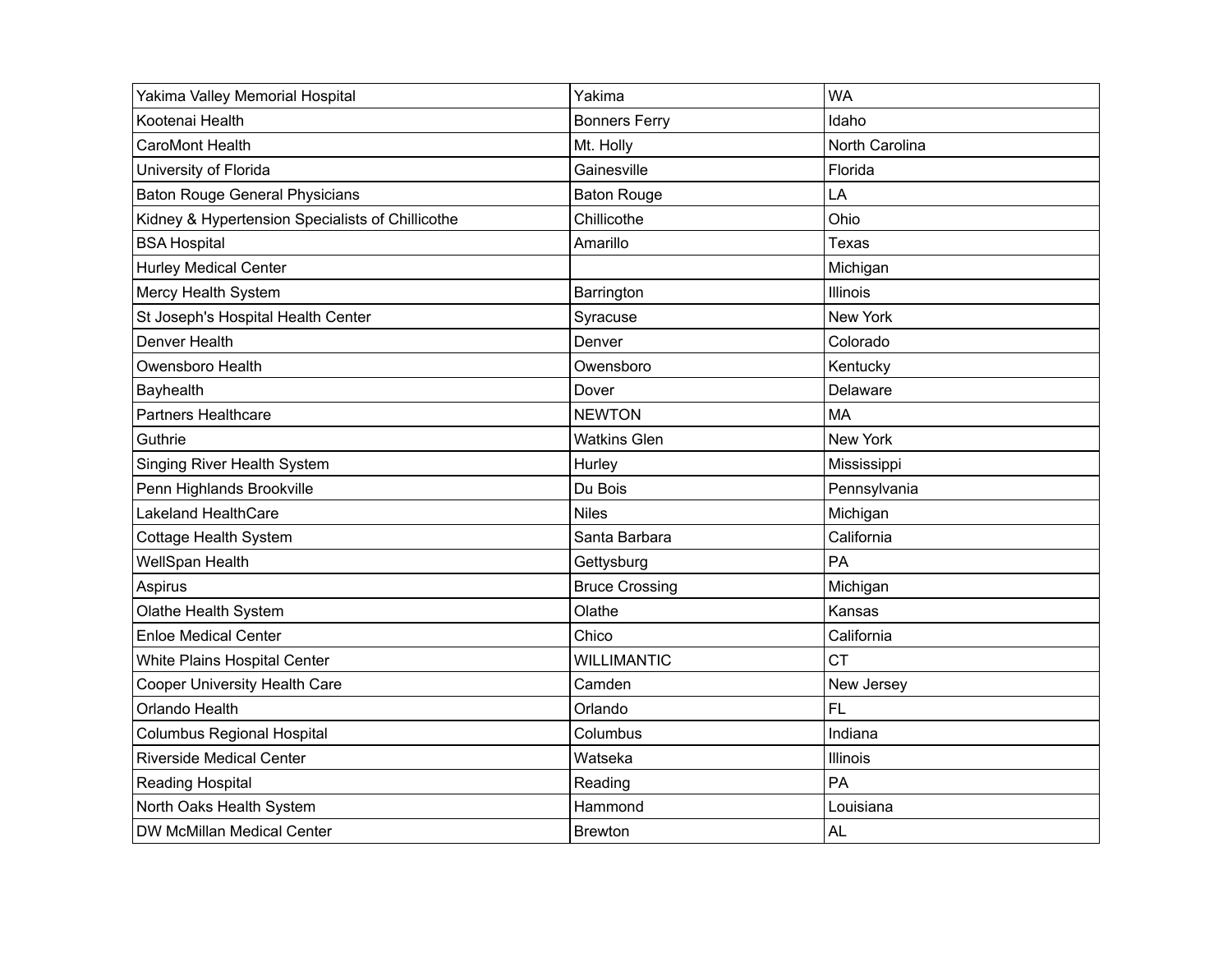| | | |
|---|---|---|
| Yakima Valley Memorial Hospital | Yakima | WA |
| Kootenai Health | Bonners Ferry | Idaho |
| CaroMont Health | Mt. Holly | North Carolina |
| University of Florida | Gainesville | Florida |
| Baton Rouge General Physicians | Baton Rouge | LA |
| Kidney & Hypertension Specialists of Chillicothe | Chillicothe | Ohio |
| BSA Hospital | Amarillo | Texas |
| Hurley Medical Center | | Michigan |
| Mercy Health System | Barrington | Illinois |
| St Joseph's Hospital Health Center | Syracuse | New York |
| Denver Health | Denver | Colorado |
| Owensboro Health | Owensboro | Kentucky |
| Bayhealth | Dover | Delaware |
| Partners Healthcare | NEWTON | MA |
| Guthrie | Watkins Glen | New York |
| Singing River Health System | Hurley | Mississippi |
| Penn Highlands Brookville | Du Bois | Pennsylvania |
| Lakeland HealthCare | Niles | Michigan |
| Cottage Health System | Santa Barbara | California |
| WellSpan Health | Gettysburg | PA |
| Aspirus | Bruce Crossing | Michigan |
| Olathe Health System | Olathe | Kansas |
| Enloe Medical Center | Chico | California |
| White Plains Hospital Center | WILLIMANTIC | CT |
| Cooper University Health Care | Camden | New Jersey |
| Orlando Health | Orlando | FL |
| Columbus Regional Hospital | Columbus | Indiana |
| Riverside Medical Center | Watseka | Illinois |
| Reading Hospital | Reading | PA |
| North Oaks Health System | Hammond | Louisiana |
| DW McMillan Medical Center | Brewton | AL |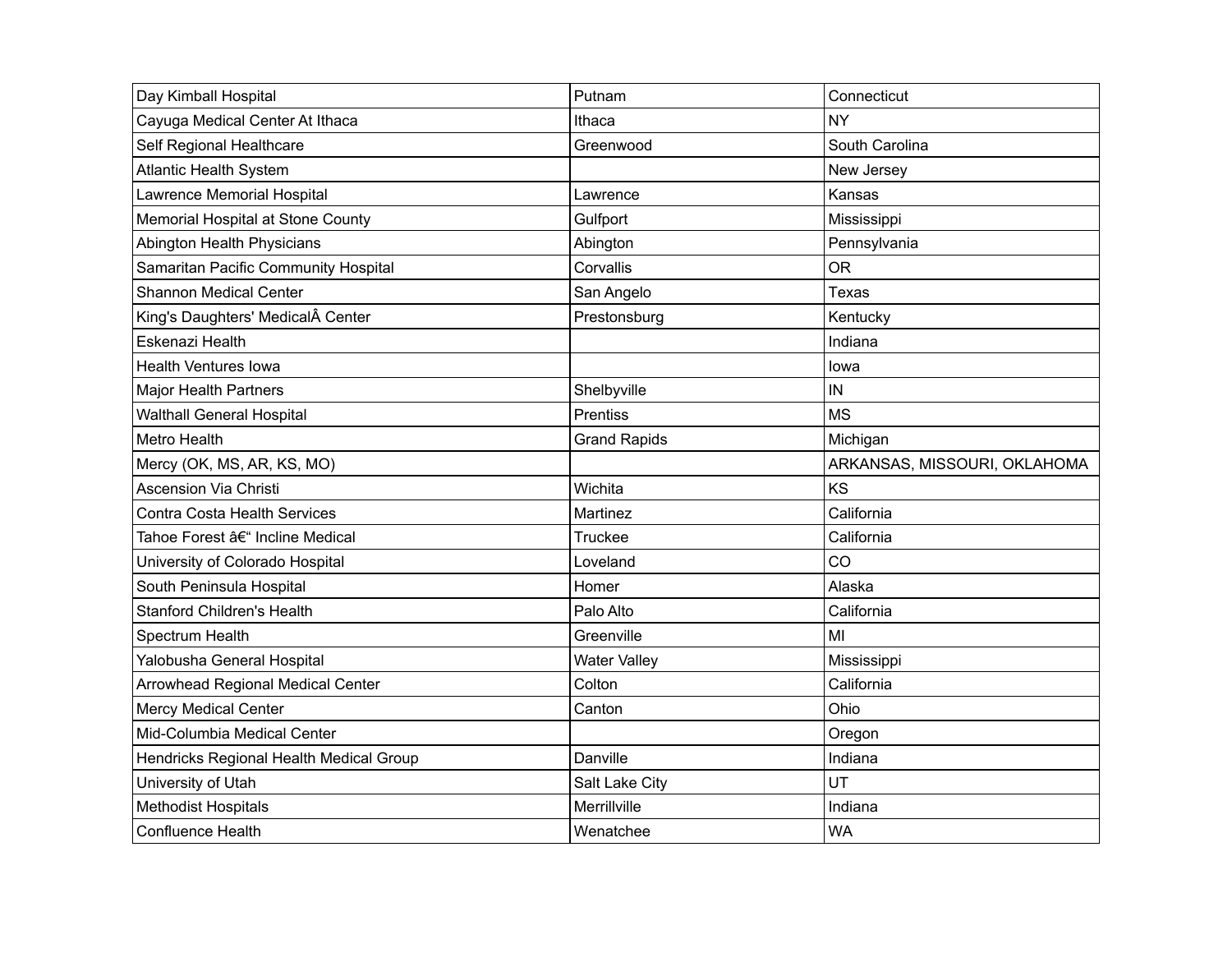| Day Kimball Hospital | Putnam | Connecticut |
|---|---|---|
| Cayuga Medical Center At Ithaca | Ithaca | NY |
| Self Regional Healthcare | Greenwood | South Carolina |
| Atlantic Health System | | New Jersey |
| Lawrence Memorial Hospital | Lawrence | Kansas |
| Memorial Hospital at Stone County | Gulfport | Mississippi |
| Abington Health Physicians | Abington | Pennsylvania |
| Samaritan Pacific Community Hospital | Corvallis | OR |
| Shannon Medical Center | San Angelo | Texas |
| King's Daughters' MedicalÂ Center | Prestonsburg | Kentucky |
| Eskenazi Health | | Indiana |
| Health Ventures Iowa | | Iowa |
| Major Health Partners | Shelbyville | IN |
| Walthall General Hospital | Prentiss | MS |
| Metro Health | Grand Rapids | Michigan |
| Mercy (OK, MS, AR, KS, MO) | | ARKANSAS, MISSOURI, OKLAHOMA |
| Ascension Via Christi | Wichita | KS |
| Contra Costa Health Services | Martinez | California |
| Tahoe Forest â€“ Incline Medical | Truckee | California |
| University of Colorado Hospital | Loveland | CO |
| South Peninsula Hospital | Homer | Alaska |
| Stanford Children's Health | Palo Alto | California |
| Spectrum Health | Greenville | MI |
| Yalobusha General Hospital | Water Valley | Mississippi |
| Arrowhead Regional Medical Center | Colton | California |
| Mercy Medical Center | Canton | Ohio |
| Mid-Columbia Medical Center | | Oregon |
| Hendricks Regional Health Medical Group | Danville | Indiana |
| University of Utah | Salt Lake City | UT |
| Methodist Hospitals | Merrillville | Indiana |
| Confluence Health | Wenatchee | WA |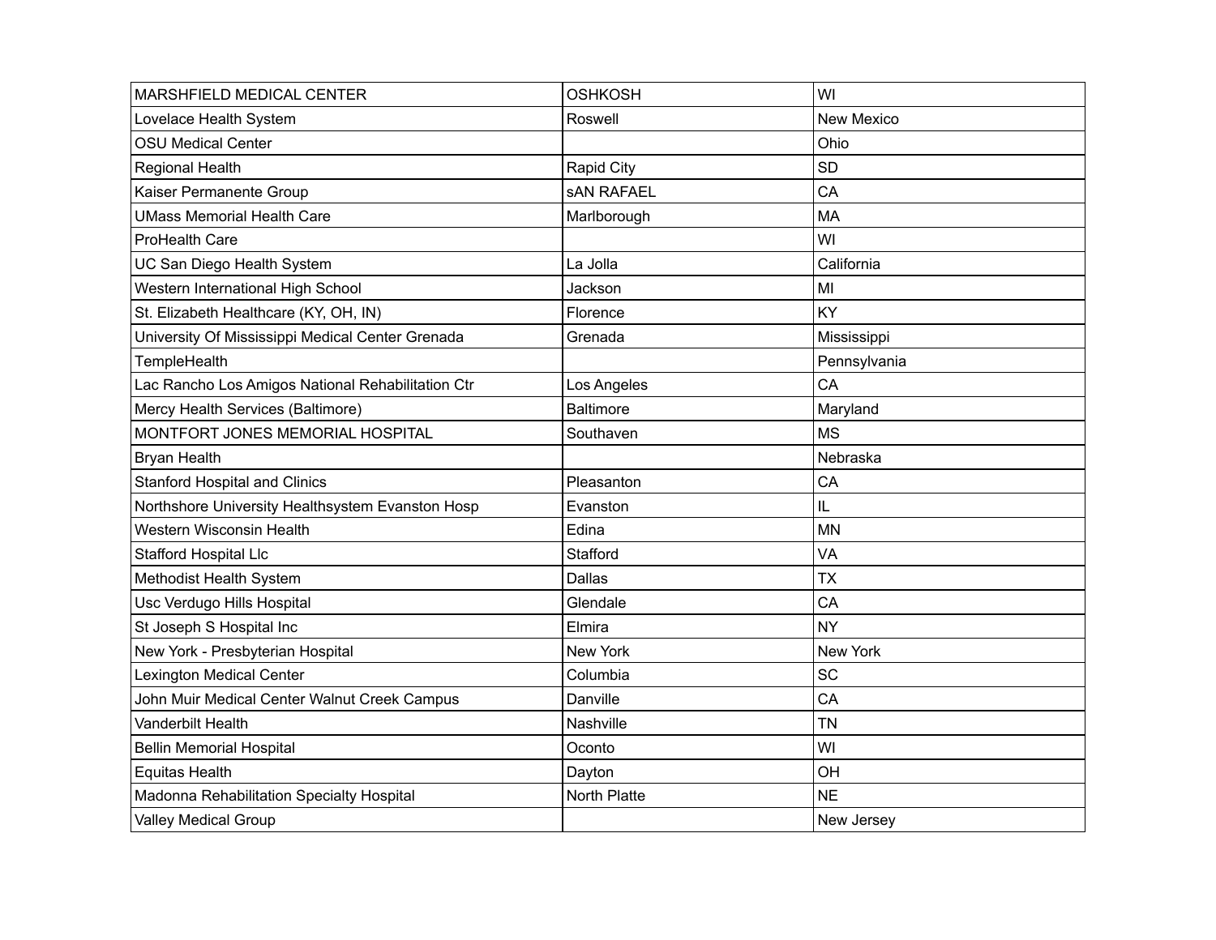| MARSHFIELD MEDICAL CENTER | OSHKOSH | WI |
|---|---|---|
| Lovelace Health System | Roswell | New Mexico |
| OSU Medical Center | | Ohio |
| Regional Health | Rapid City | SD |
| Kaiser Permanente Group | sAN RAFAEL | CA |
| UMass Memorial Health Care | Marlborough | MA |
| ProHealth Care | | WI |
| UC San Diego Health System | La Jolla | California |
| Western International High School | Jackson | MI |
| St. Elizabeth Healthcare (KY, OH, IN) | Florence | KY |
| University Of Mississippi Medical Center Grenada | Grenada | Mississippi |
| TempleHealth | | Pennsylvania |
| Lac Rancho Los Amigos National Rehabilitation Ctr | Los Angeles | CA |
| Mercy Health Services (Baltimore) | Baltimore | Maryland |
| MONTFORT JONES MEMORIAL HOSPITAL | Southaven | MS |
| Bryan Health | | Nebraska |
| Stanford Hospital and Clinics | Pleasanton | CA |
| Northshore University Healthsystem Evanston Hosp | Evanston | IL |
| Western Wisconsin Health | Edina | MN |
| Stafford Hospital Llc | Stafford | VA |
| Methodist Health System | Dallas | TX |
| Usc Verdugo Hills Hospital | Glendale | CA |
| St Joseph S Hospital Inc | Elmira | NY |
| New York - Presbyterian Hospital | New York | New York |
| Lexington Medical Center | Columbia | SC |
| John Muir Medical Center Walnut Creek Campus | Danville | CA |
| Vanderbilt Health | Nashville | TN |
| Bellin Memorial Hospital | Oconto | WI |
| Equitas Health | Dayton | OH |
| Madonna Rehabilitation Specialty Hospital | North Platte | NE |
| Valley Medical Group | | New Jersey |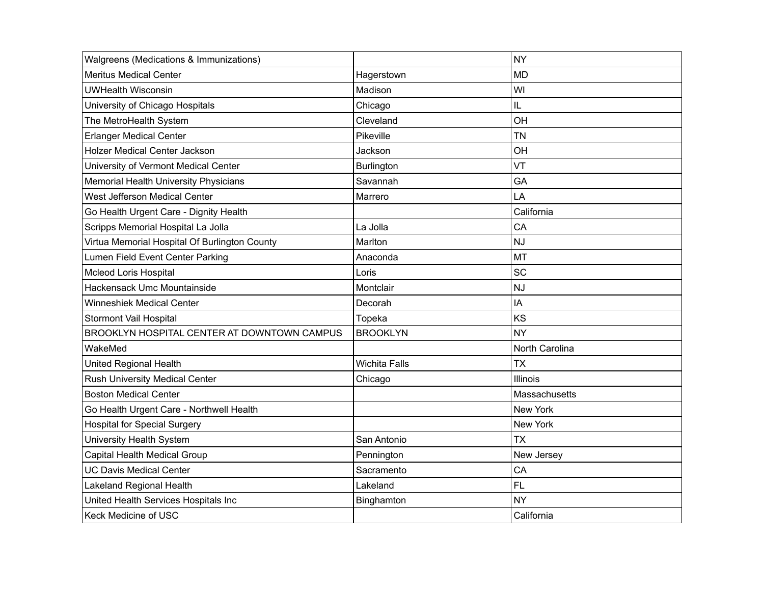| | | |
|---|---|---|
| Walgreens (Medications & Immunizations) | | NY |
| Meritus Medical Center | Hagerstown | MD |
| UWHealth Wisconsin | Madison | WI |
| University of Chicago Hospitals | Chicago | IL |
| The MetroHealth System | Cleveland | OH |
| Erlanger Medical Center | Pikeville | TN |
| Holzer Medical Center Jackson | Jackson | OH |
| University of Vermont Medical Center | Burlington | VT |
| Memorial Health University Physicians | Savannah | GA |
| West Jefferson Medical Center | Marrero | LA |
| Go Health Urgent Care - Dignity Health | | California |
| Scripps Memorial Hospital La Jolla | La Jolla | CA |
| Virtua Memorial Hospital Of Burlington County | Marlton | NJ |
| Lumen Field Event Center Parking | Anaconda | MT |
| Mcleod Loris Hospital | Loris | SC |
| Hackensack Umc Mountainside | Montclair | NJ |
| Winneshiek Medical Center | Decorah | IA |
| Stormont Vail Hospital | Topeka | KS |
| BROOKLYN HOSPITAL CENTER AT DOWNTOWN CAMPUS | BROOKLYN | NY |
| WakeMed | | North Carolina |
| United Regional Health | Wichita Falls | TX |
| Rush University Medical Center | Chicago | Illinois |
| Boston Medical Center | | Massachusetts |
| Go Health Urgent Care - Northwell Health | | New York |
| Hospital for Special Surgery | | New York |
| University Health System | San Antonio | TX |
| Capital Health Medical Group | Pennington | New Jersey |
| UC Davis Medical Center | Sacramento | CA |
| Lakeland Regional Health | Lakeland | FL |
| United Health Services Hospitals Inc | Binghamton | NY |
| Keck Medicine of USC | | California |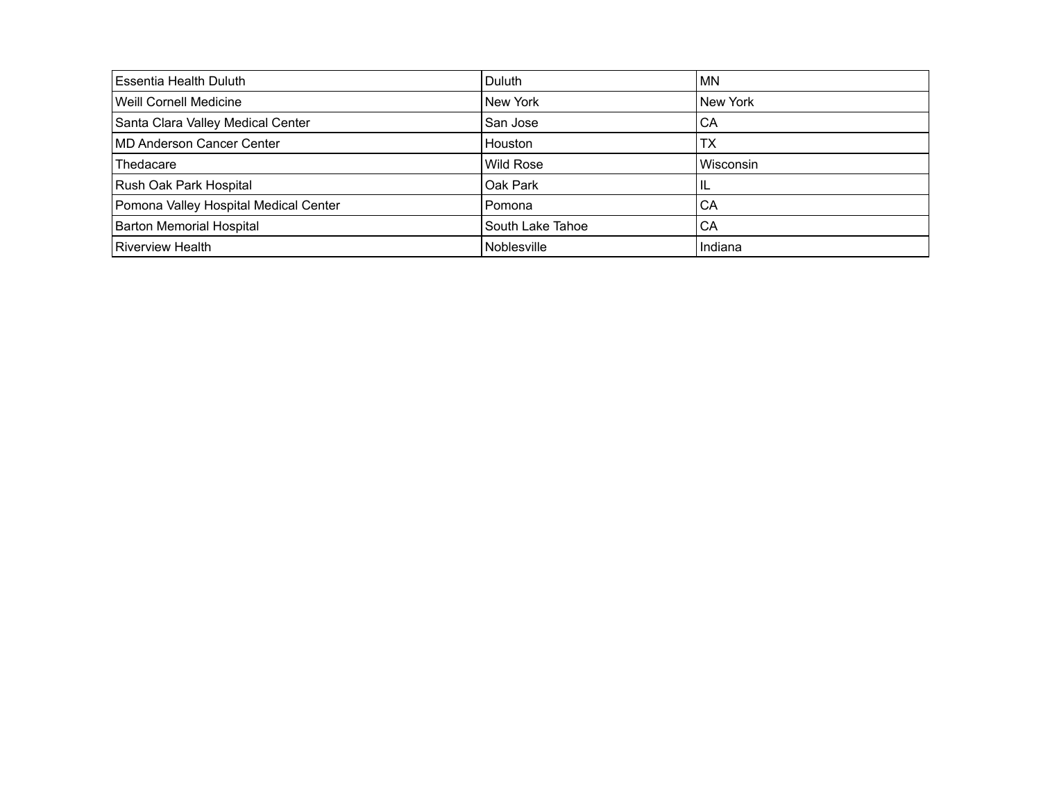| | | |
|---|---|---|
| Essentia Health Duluth | Duluth | MN |
| Weill Cornell Medicine | New York | New York |
| Santa Clara Valley Medical Center | San Jose | CA |
| MD Anderson Cancer Center | Houston | TX |
| Thedacare | Wild Rose | Wisconsin |
| Rush Oak Park Hospital | Oak Park | IL |
| Pomona Valley Hospital Medical Center | Pomona | CA |
| Barton Memorial Hospital | South Lake Tahoe | CA |
| Riverview Health | Noblesville | Indiana |